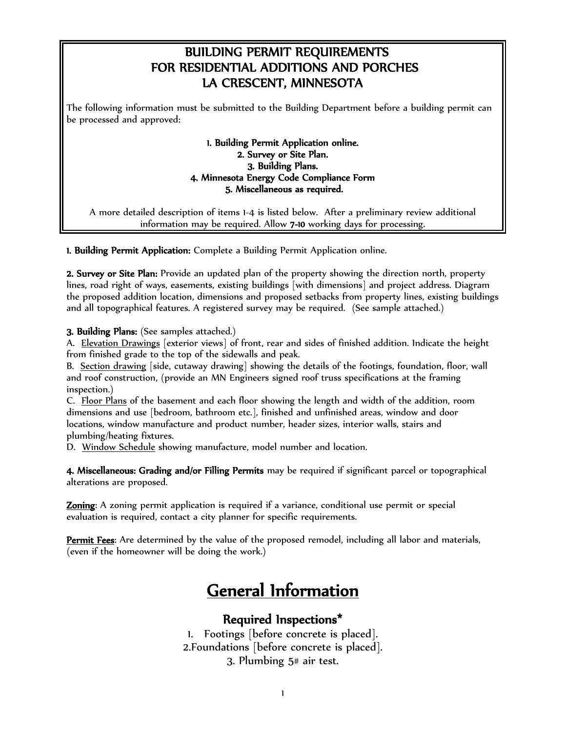# BUILDING PERMIT REQUIREMENTS
# FOR RESIDENTIAL ADDITIONS AND PORCHES
# LA CRESCENT, MINNESOTA

The following information must be submitted to the Building Department before a building permit can be processed and approved:

**1. Building Permit Application online.**
**2. Survey or Site Plan.**
**3. Building Plans.**
**4. Minnesota Energy Code Compliance Form**
**5. Miscellaneous as required.**

A more detailed description of items 1-4 is listed below. After a preliminary review additional information may be required. Allow **7-10** working days for processing.

**1. Building Permit Application:** Complete a Building Permit Application online.

**2. Survey or Site Plan:** Provide an updated plan of the property showing the direction north, property lines, road right of ways, easements, existing buildings [with dimensions] and project address. Diagram the proposed addition location, dimensions and proposed setbacks from property lines, existing buildings and all topographical features. A registered survey may be required. (See sample attached.)

**3. Building Plans:** (See samples attached.)
A. Elevation Drawings [exterior views] of front, rear and sides of finished addition. Indicate the height from finished grade to the top of the sidewalls and peak.
B. Section drawing [side, cutaway drawing] showing the details of the footings, foundation, floor, wall and roof construction, (provide an MN Engineers signed roof truss specifications at the framing inspection.)
C. Floor Plans of the basement and each floor showing the length and width of the addition, room dimensions and use [bedroom, bathroom etc.], finished and unfinished areas, window and door locations, window manufacture and product number, header sizes, interior walls, stairs and plumbing/heating fixtures.
D. Window Schedule showing manufacture, model number and location.

**4. Miscellaneous: Grading and/or Filling Permits** may be required if significant parcel or topographical alterations are proposed.

**Zoning**: A zoning permit application is required if a variance, conditional use permit or special evaluation is required, contact a city planner for specific requirements.

**Permit Fees**: Are determined by the value of the proposed remodel, including all labor and materials, (even if the homeowner will be doing the work.)

# General Information

## Required Inspections*

1. Footings [before concrete is placed].
2. Foundations [before concrete is placed].
3. Plumbing 5# air test.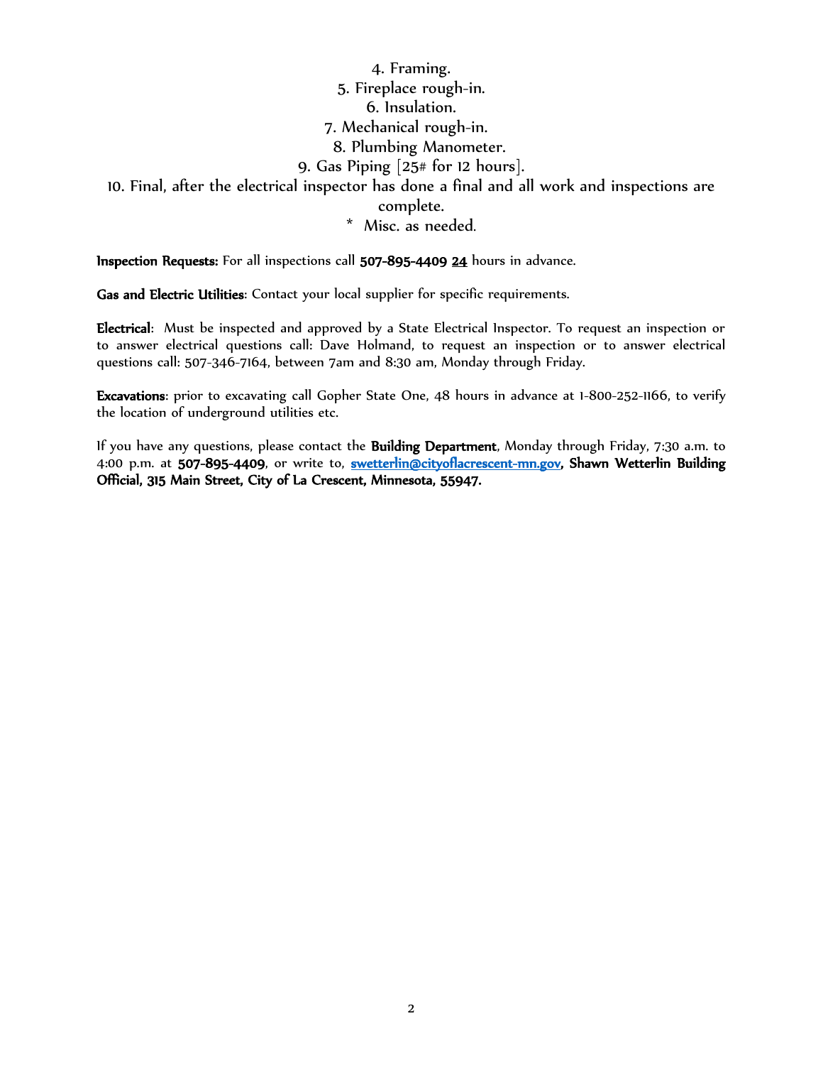4. Framing.
5. Fireplace rough-in.
6. Insulation.
7. Mechanical rough-in.
8. Plumbing Manometer.
9. Gas Piping [25# for 12 hours].
10. Final, after the electrical inspector has done a final and all work and inspections are complete.

\* Misc. as needed.

**Inspection Requests:** For all inspections call **507-895-4409** **24** hours in advance.

**Gas and Electric Utilities**: Contact your local supplier for specific requirements.

**Electrical**: Must be inspected and approved by a State Electrical Inspector. To request an inspection or to answer electrical questions call: Dave Holmand, to request an inspection or to answer electrical questions call: 507-346-7164, between 7am and 8:30 am, Monday through Friday.

**Excavations**: prior to excavating call Gopher State One, 48 hours in advance at 1-800-252-1166, to verify the location of underground utilities etc.

If you have any questions, please contact the **Building Department**, Monday through Friday, 7:30 a.m. to 4:00 p.m. at **507-895-4409**, or write to, **swetterlin@cityoflacrescent-mn.gov, Shawn Wetterlin Building Official, 315 Main Street, City of La Crescent, Minnesota, 55947.**